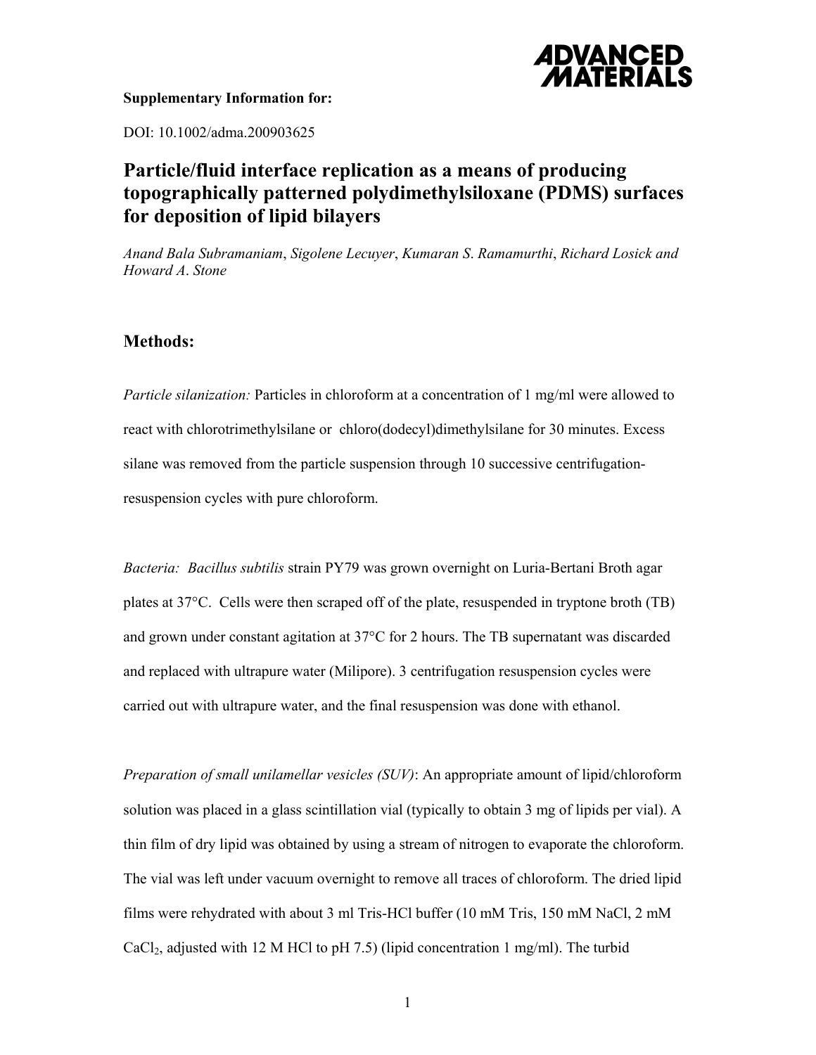**Supplementary Information for:**

DOI: 10.1002/adma.200903625

# Particle/fluid interface replication as a means of producing topographically patterned polydimethylsiloxane (PDMS) surfaces for deposition of lipid bilayers

*Anand Bala Subramaniam*, *Sigolene Lecuyer*, *Kumaran S. Ramamurthi*, *Richard Losick and Howard A. Stone*

## Methods:

*Particle silanization:* Particles in chloroform at a concentration of 1 mg/ml were allowed to react with chlorotrimethylsilane or chloro(dodecyl)dimethylsilane for 30 minutes. Excess silane was removed from the particle suspension through 10 successive centrifugation-resuspension cycles with pure chloroform.

*Bacteria: Bacillus subtilis* strain PY79 was grown overnight on Luria-Bertani Broth agar plates at 37°C. Cells were then scraped off of the plate, resuspended in tryptone broth (TB) and grown under constant agitation at 37°C for 2 hours. The TB supernatant was discarded and replaced with ultrapure water (Milipore). 3 centrifugation resuspension cycles were carried out with ultrapure water, and the final resuspension was done with ethanol.

*Preparation of small unilamellar vesicles (SUV)*: An appropriate amount of lipid/chloroform solution was placed in a glass scintillation vial (typically to obtain 3 mg of lipids per vial). A thin film of dry lipid was obtained by using a stream of nitrogen to evaporate the chloroform. The vial was left under vacuum overnight to remove all traces of chloroform. The dried lipid films were rehydrated with about 3 ml Tris-HCl buffer (10 mM Tris, 150 mM NaCl, 2 mM $CaCl_2$, adjusted with 12 M HCl to pH 7.5) (lipid concentration 1 mg/ml). The turbid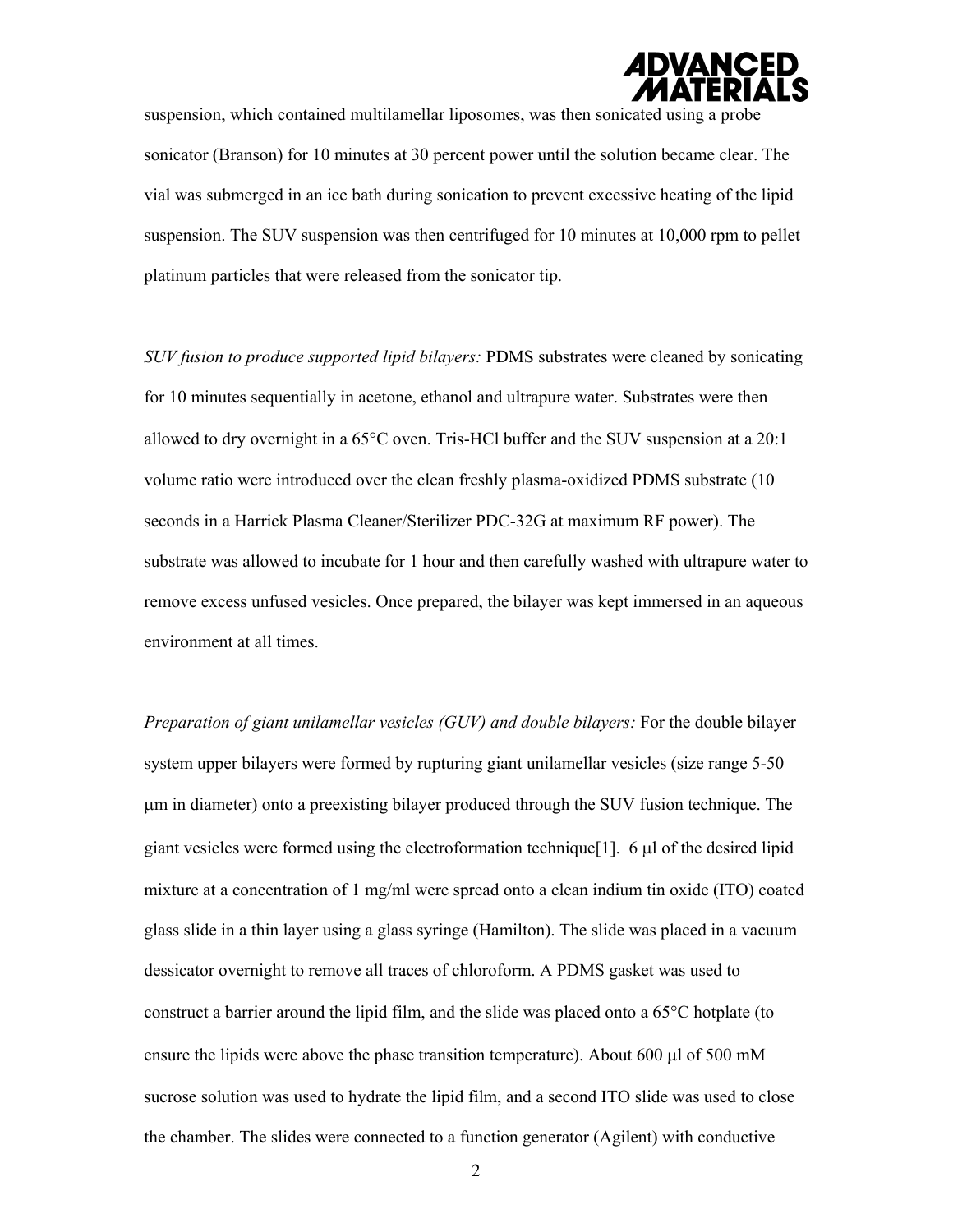suspension, which contained multilamellar liposomes, was then sonicated using a probe sonicator (Branson) for 10 minutes at 30 percent power until the solution became clear. The vial was submerged in an ice bath during sonication to prevent excessive heating of the lipid suspension. The SUV suspension was then centrifuged for 10 minutes at 10,000 rpm to pellet platinum particles that were released from the sonicator tip.

*SUV fusion to produce supported lipid bilayers:* PDMS substrates were cleaned by sonicating for 10 minutes sequentially in acetone, ethanol and ultrapure water. Substrates were then allowed to dry overnight in a 65°C oven. Tris-HCl buffer and the SUV suspension at a 20:1 volume ratio were introduced over the clean freshly plasma-oxidized PDMS substrate (10 seconds in a Harrick Plasma Cleaner/Sterilizer PDC-32G at maximum RF power). The substrate was allowed to incubate for 1 hour and then carefully washed with ultrapure water to remove excess unfused vesicles. Once prepared, the bilayer was kept immersed in an aqueous environment at all times.

*Preparation of giant unilamellar vesicles (GUV) and double bilayers:* For the double bilayer system upper bilayers were formed by rupturing giant unilamellar vesicles (size range 5-50 μm in diameter) onto a preexisting bilayer produced through the SUV fusion technique. The giant vesicles were formed using the electroformation technique[1]. 6 μl of the desired lipid mixture at a concentration of 1 mg/ml were spread onto a clean indium tin oxide (ITO) coated glass slide in a thin layer using a glass syringe (Hamilton). The slide was placed in a vacuum dessicator overnight to remove all traces of chloroform. A PDMS gasket was used to construct a barrier around the lipid film, and the slide was placed onto a 65°C hotplate (to ensure the lipids were above the phase transition temperature). About 600 μl of 500 mM sucrose solution was used to hydrate the lipid film, and a second ITO slide was used to close the chamber. The slides were connected to a function generator (Agilent) with conductive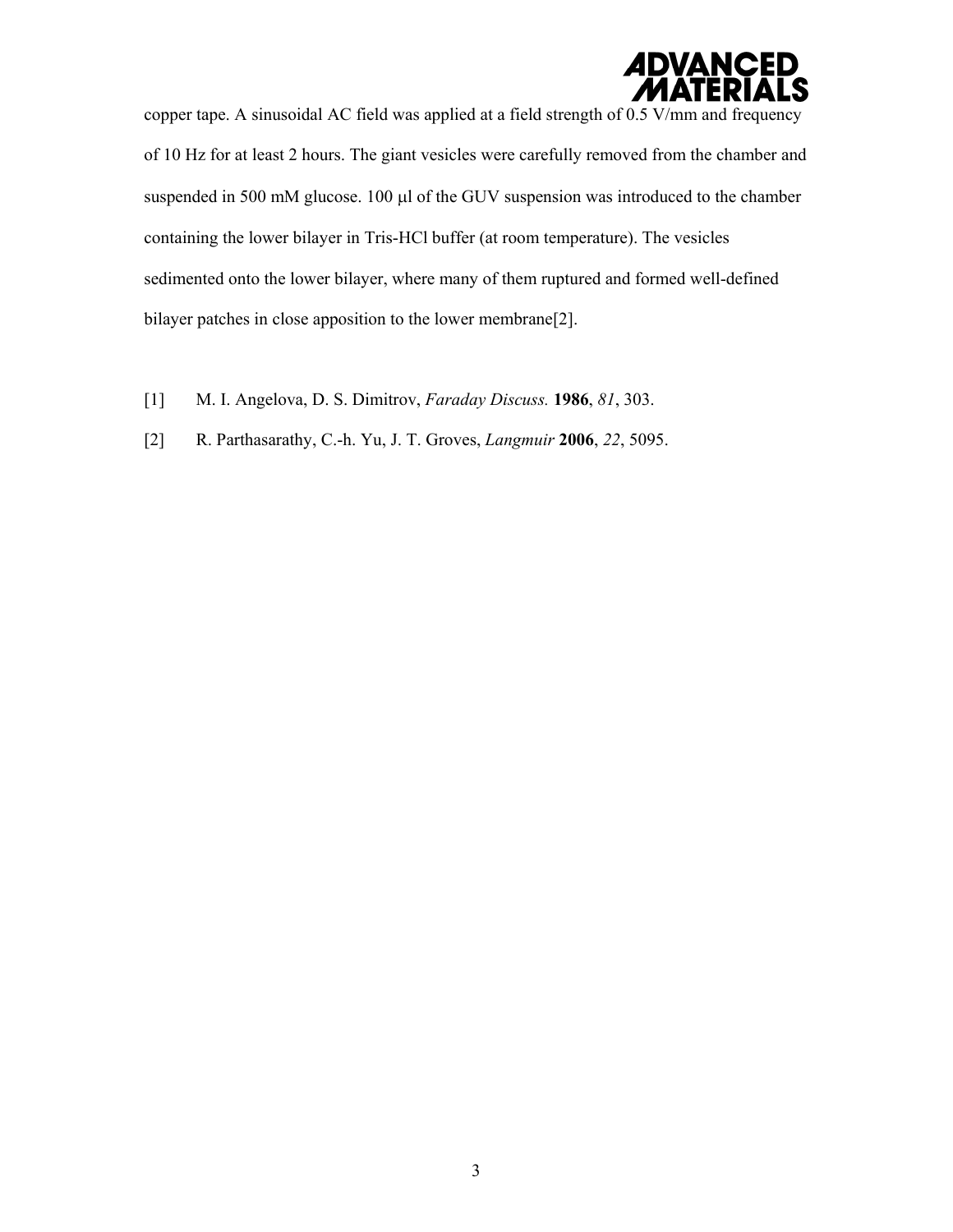copper tape. A sinusoidal AC field was applied at a field strength of 0.5 V/mm and frequency of 10 Hz for at least 2 hours. The giant vesicles were carefully removed from the chamber and suspended in 500 mM glucose. 100 μl of the GUV suspension was introduced to the chamber containing the lower bilayer in Tris-HCl buffer (at room temperature). The vesicles sedimented onto the lower bilayer, where many of them ruptured and formed well-defined bilayer patches in close apposition to the lower membrane[2].

[1] M. I. Angelova, D. S. Dimitrov, *Faraday Discuss.* **1986**, *81*, 303.

[2] R. Parthasarathy, C.-h. Yu, J. T. Groves, *Langmuir* **2006**, *22*, 5095.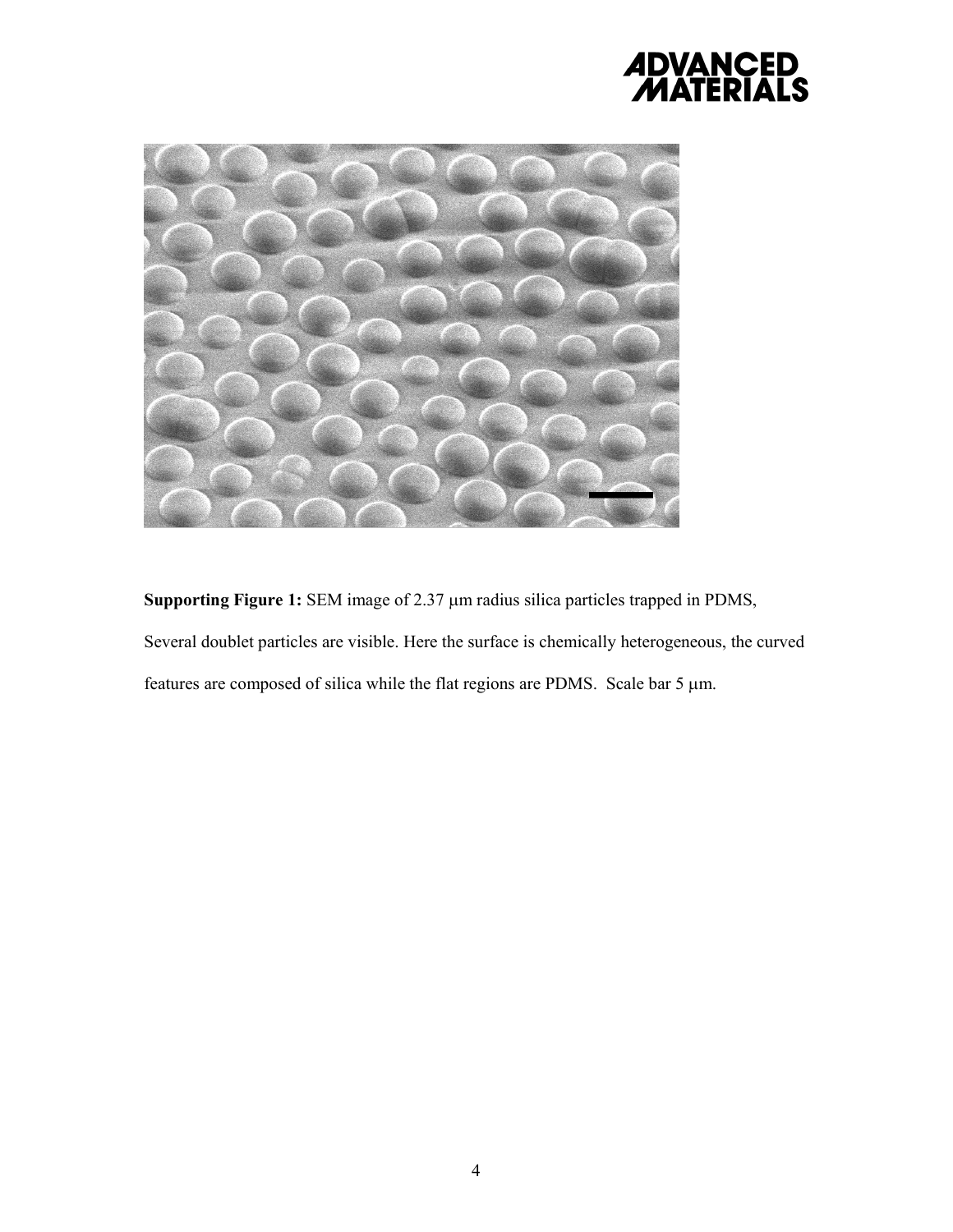**Supporting Figure 1:** SEM image of 2.37 μm radius silica particles trapped in PDMS, Several doublet particles are visible. Here the surface is chemically heterogeneous, the curved features are composed of silica while the flat regions are PDMS. Scale bar 5 μm.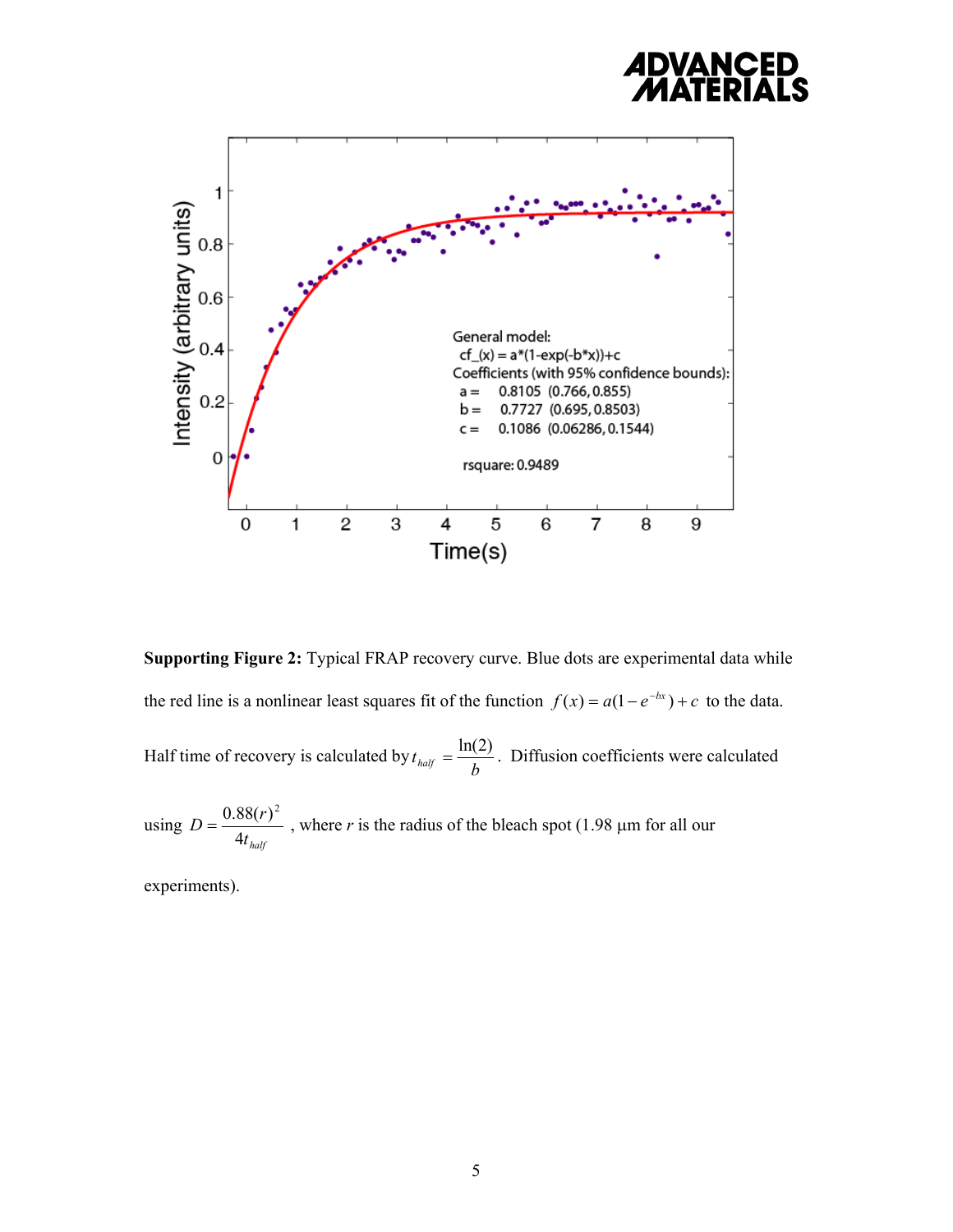Intensity (arbitrary units)

1

0.8

0.6

0.4

0.2

0

0 1 2 3 4 5 6 7 8 9

Time(s)

General model:
cf_(x) = a*(1-exp(-b*x))+c
Coefficients (with 95% confidence bounds):
a = 0.8105 (0.766, 0.855)
b = 0.7727 (0.695, 0.8503)
c = 0.1086 (0.06286, 0.1544)

rsquare: 0.9489

**Supporting Figure 2:** Typical FRAP recovery curve. Blue dots are experimental data while the red line is a nonlinear least squares fit of the function $f(x) = a(1 - e^{-bx}) + c$ to the data. Half time of recovery is calculated by $t_{half} = \frac{\ln(2)}{b}$. Diffusion coefficients were calculated using $D = \frac{0.88(r)^2}{4t_{half}}$, where $r$ is the radius of the bleach spot (1.98 μm for all our experiments).